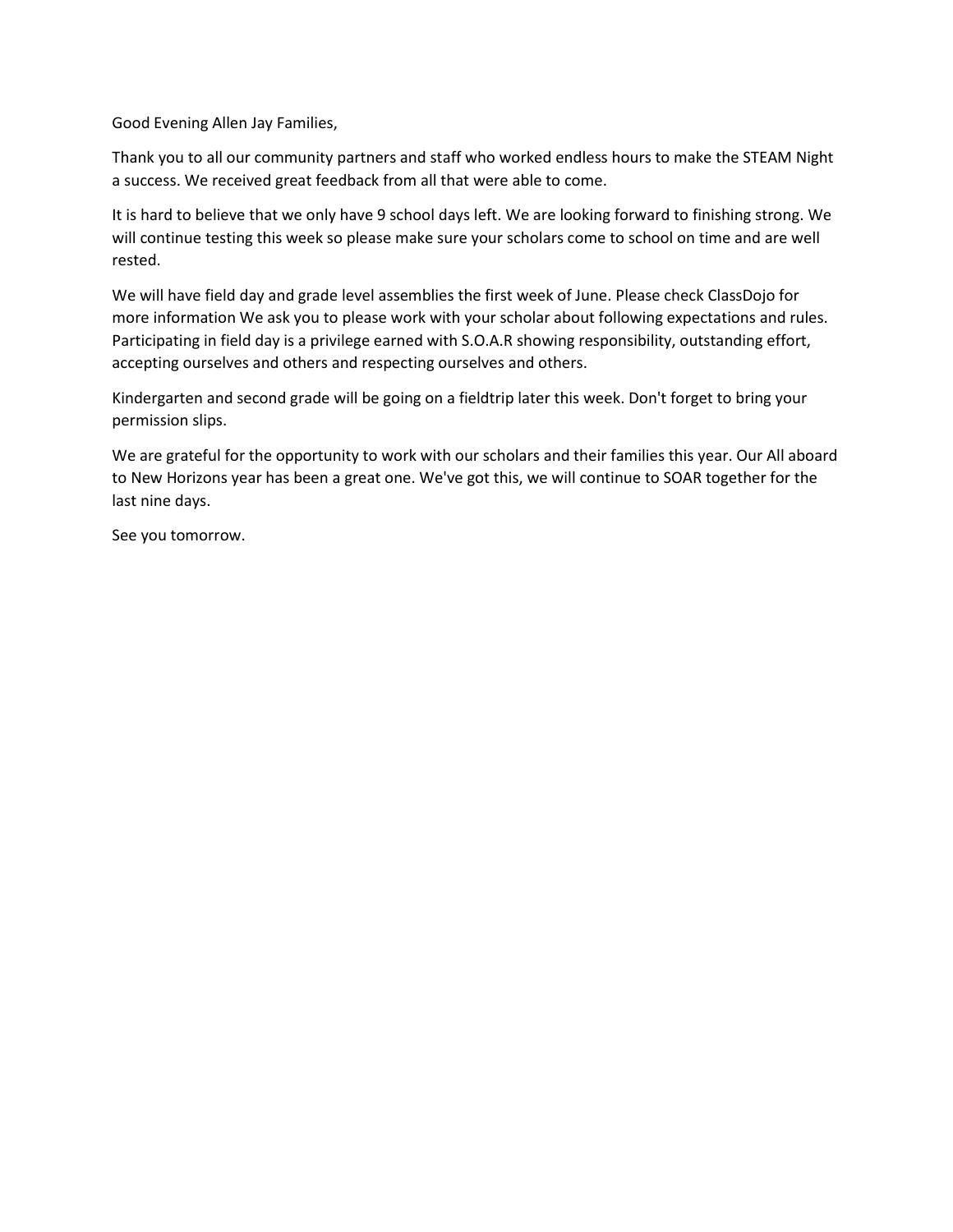Good Evening Allen Jay Families,

Thank you to all our community partners and staff who worked endless hours to make the STEAM Night a success. We received great feedback from all that were able to come.

It is hard to believe that we only have 9 school days left. We are looking forward to finishing strong. We will continue testing this week so please make sure your scholars come to school on time and are well rested.

We will have field day and grade level assemblies the first week of June. Please check ClassDojo for more information We ask you to please work with your scholar about following expectations and rules. Participating in field day is a privilege earned with S.O.A.R showing responsibility, outstanding effort, accepting ourselves and others and respecting ourselves and others.

Kindergarten and second grade will be going on a fieldtrip later this week. Don't forget to bring your permission slips.

We are grateful for the opportunity to work with our scholars and their families this year. Our All aboard to New Horizons year has been a great one. We've got this, we will continue to SOAR together for the last nine days.

See you tomorrow.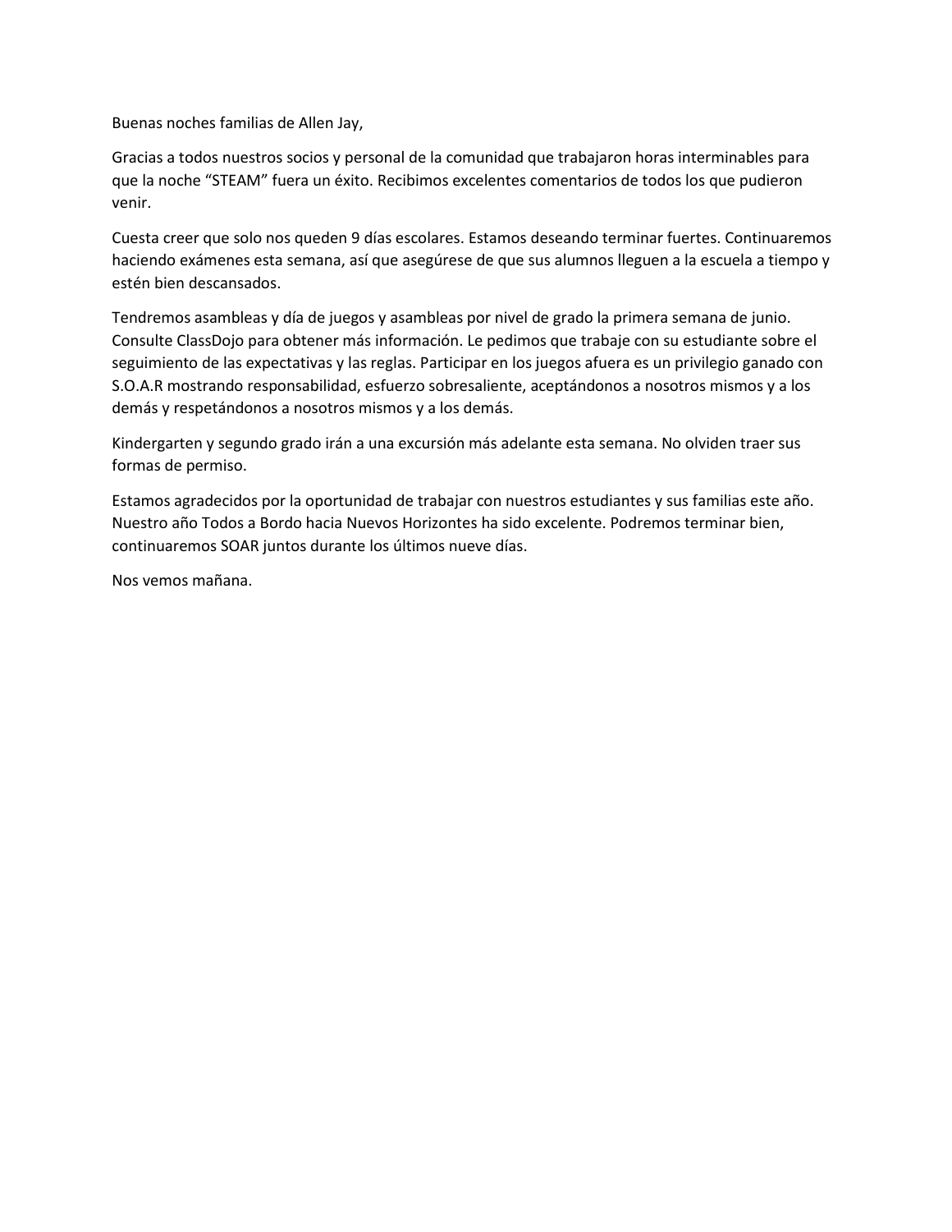Buenas noches familias de Allen Jay,

Gracias a todos nuestros socios y personal de la comunidad que trabajaron horas interminables para que la noche “STEAM” fuera un éxito. Recibimos excelentes comentarios de todos los que pudieron venir.

Cuesta creer que solo nos queden 9 días escolares. Estamos deseando terminar fuertes. Continuaremos haciendo exámenes esta semana, así que asegúrese de que sus alumnos lleguen a la escuela a tiempo y estén bien descansados.

Tendremos asambleas y día de juegos y asambleas por nivel de grado la primera semana de junio. Consulte ClassDojo para obtener más información. Le pedimos que trabaje con su estudiante sobre el seguimiento de las expectativas y las reglas. Participar en los juegos afuera es un privilegio ganado con S.O.A.R mostrando responsabilidad, esfuerzo sobresaliente, aceptándonos a nosotros mismos y a los demás y respetándonos a nosotros mismos y a los demás.

Kindergarten y segundo grado irán a una excursión más adelante esta semana. No olviden traer sus formas de permiso.

Estamos agradecidos por la oportunidad de trabajar con nuestros estudiantes y sus familias este año. Nuestro año Todos a Bordo hacia Nuevos Horizontes ha sido excelente. Podremos terminar bien, continuaremos SOAR juntos durante los últimos nueve días.

Nos vemos mañana.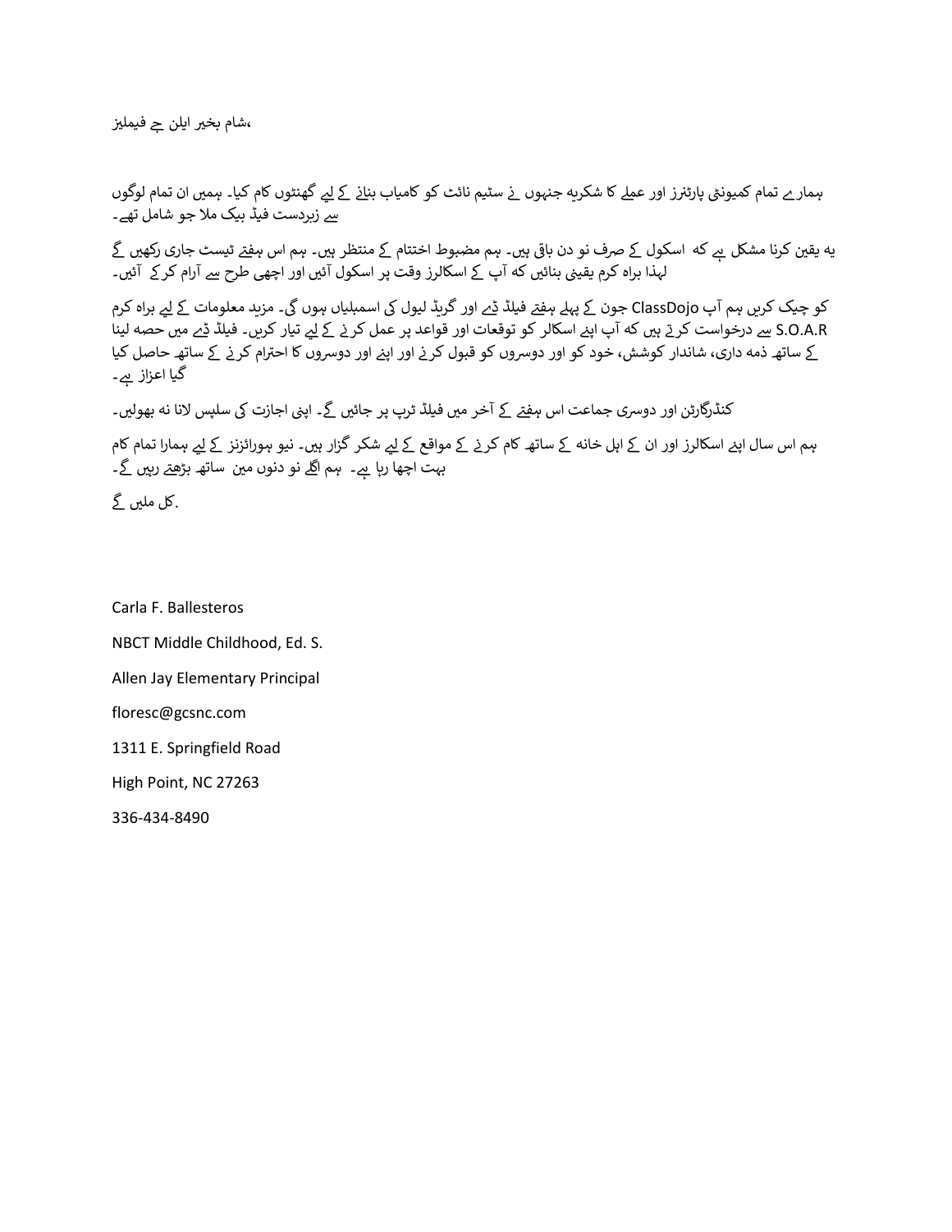،شام بخیر ایلن جے فیملیز

ہمارے تمام کمیونٹی پارٹنرز اور عملے کا شکریہ جنہوں نے سٹیم نائٹ کو کامیاب بنانے کے لیے گھنٹوں کام کیا۔ ہمیں ان تمام لوگوں سے زبردست فیڈ بیک ملا جو شامل تھے۔

یہ یقین کرنا مشکل ہے کہ  اسکول کے صرف نو دن باقی ہیں۔ ہم مضبوط اختتام کے منتظر ہیں۔ ہم اس ہفتے ٹیسٹ جاری رکھیں گے لہذا براہ کرم یقینی بنائیں کہ آپ کے اسکالرز وقت پر اسکول آئیں اور اچھی طرح سے آرام کرکے  آئیں۔

ClassDojo کو چیک کریں ہم آپ جون کے پہلے ہفتے فیلڈ ڈے اور گریڈ لیول کی اسمبلیاں ہوں گی۔ مزید معلومات کے لیے براہ کرم S.O.A.R سے درخواست کرتے ہیں کہ آپ اپنے اسکالر کو توقعات اور قواعد پر عمل کرنے کے لیے تیار کریں۔ فیلڈ ڈے میں حصہ لینا کے ساتھ ذمہ داری، شاندار کوشش، خود کو اور دوسروں کو قبول کرنے اور اپنے اور دوسروں کا احترام کرنے کے ساتھ حاصل کیا گیا اعزاز ہے۔

کنڈرگارٹن اور دوسری جماعت اس ہفتے کے آخر میں فیلڈ ٹرپ پر جائیں گے۔ اپنی اجازت کی سلپس لانا نہ بھولیں۔

ہم اس سال اپنے اسکالرز اور ان کے اہل خانہ کے ساتھ کام کرنے کے مواقع کے لیے شکر گزار ہیں۔ نیو ہورائزنز کے لیے ہمارا تمام کام بہت اچھا رہا ہے۔  ہم اگلے نو دنوں مین  ساتھ بڑھتے رہیں گے۔

.کل ملیں گے

Carla F. Ballesteros

NBCT Middle Childhood, Ed. S.

Allen Jay Elementary Principal

floresc@gcsnc.com

1311 E. Springfield Road

High Point, NC 27263

336-434-8490